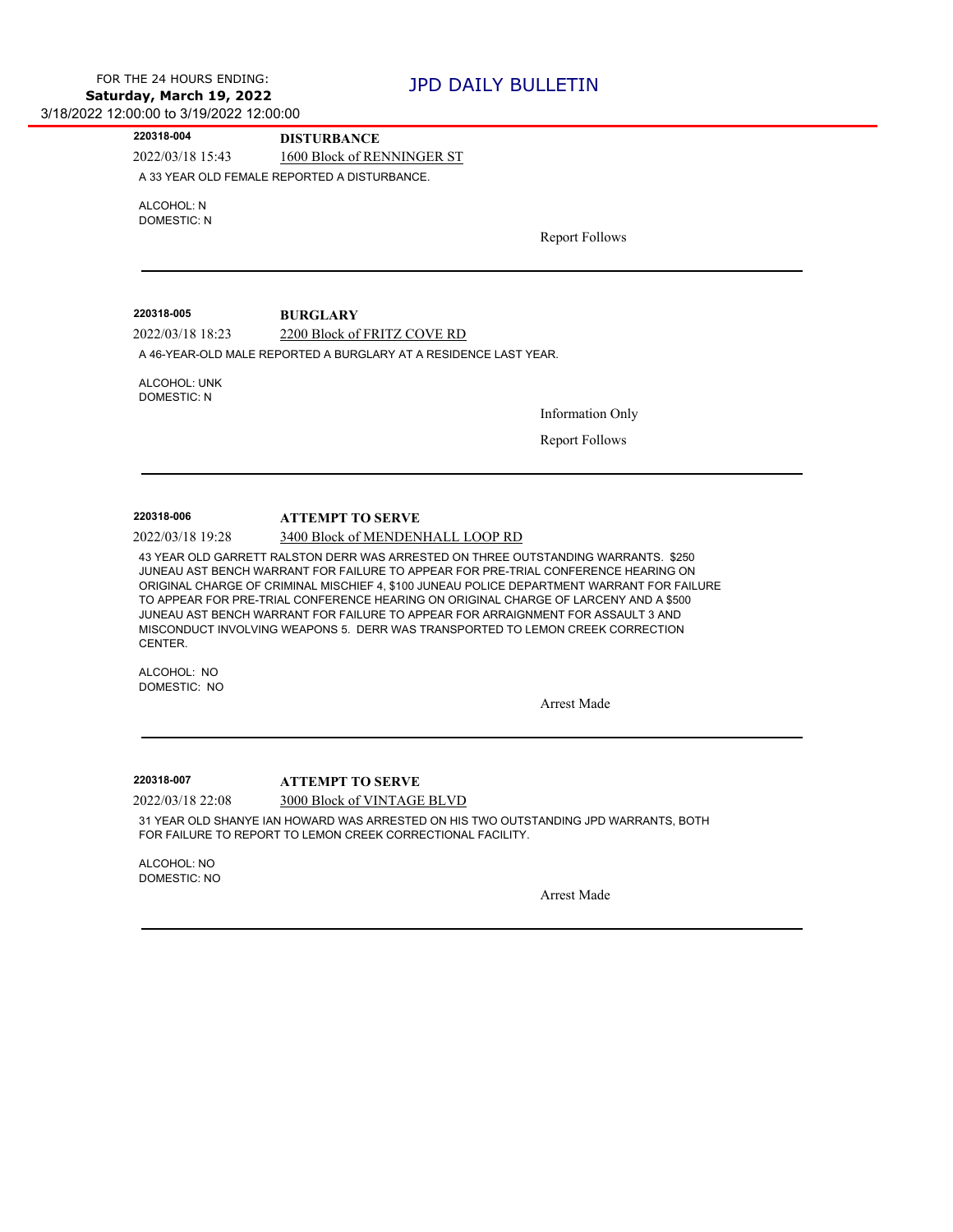FOR THE 24 HOURS ENDING:
**Saturday, March 19, 2022**
3/18/2022 12:00:00 to 3/19/2022 12:00:00

# JPD DAILY BULLETIN

---

**220318-004** **DISTURBANCE**

2022/03/18 15:43 1600 Block of RENNINGER ST

A 33 YEAR OLD FEMALE REPORTED A DISTURBANCE.

ALCOHOL: N
DOMESTIC: N

Report Follows

---

**220318-005** **BURGLARY**

2022/03/18 18:23 2200 Block of FRITZ COVE RD

A 46-YEAR-OLD MALE REPORTED A BURGLARY AT A RESIDENCE LAST YEAR.

ALCOHOL: UNK
DOMESTIC: N

Information Only

Report Follows

---

**220318-006** **ATTEMPT TO SERVE**

2022/03/18 19:28 3400 Block of MENDENHALL LOOP RD

43 YEAR OLD GARRETT RALSTON DERR WAS ARRESTED ON THREE OUTSTANDING WARRANTS. $250 JUNEAU AST BENCH WARRANT FOR FAILURE TO APPEAR FOR PRE-TRIAL CONFERENCE HEARING ON ORIGINAL CHARGE OF CRIMINAL MISCHIEF 4, $100 JUNEAU POLICE DEPARTMENT WARRANT FOR FAILURE TO APPEAR FOR PRE-TRIAL CONFERENCE HEARING ON ORIGINAL CHARGE OF LARCENY AND A $500 JUNEAU AST BENCH WARRANT FOR FAILURE TO APPEAR FOR ARRAIGNMENT FOR ASSAULT 3 AND MISCONDUCT INVOLVING WEAPONS 5. DERR WAS TRANSPORTED TO LEMON CREEK CORRECTION CENTER.

ALCOHOL: NO
DOMESTIC: NO

Arrest Made

---

**220318-007** **ATTEMPT TO SERVE**

2022/03/18 22:08 3000 Block of VINTAGE BLVD

31 YEAR OLD SHANYE IAN HOWARD WAS ARRESTED ON HIS TWO OUTSTANDING JPD WARRANTS, BOTH FOR FAILURE TO REPORT TO LEMON CREEK CORRECTIONAL FACILITY.

ALCOHOL: NO
DOMESTIC: NO

Arrest Made

---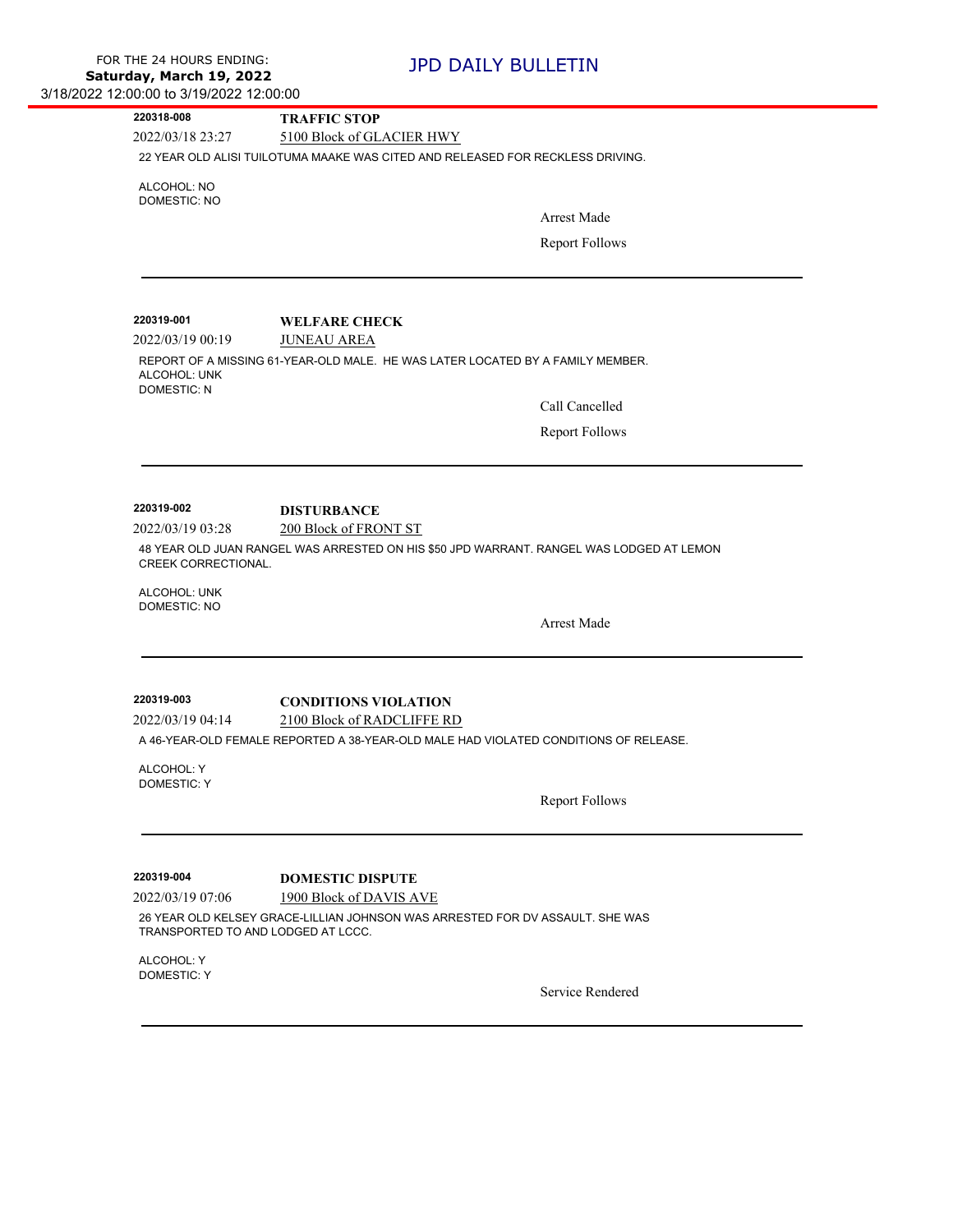**220318-008** **TRAFFIC STOP**

2022/03/18 23:27 5100 Block of GLACIER HWY

22 YEAR OLD ALISI TUILOTUMA MAAKE WAS CITED AND RELEASED FOR RECKLESS DRIVING.

ALCOHOL: NO
DOMESTIC: NO

Arrest Made

Report Follows

---

**220319-001** **WELFARE CHECK**

2022/03/19 00:19 JUNEAU AREA

REPORT OF A MISSING 61-YEAR-OLD MALE. HE WAS LATER LOCATED BY A FAMILY MEMBER.

ALCOHOL: UNK
DOMESTIC: N

Call Cancelled

Report Follows

---

**220319-002** **DISTURBANCE**

2022/03/19 03:28 200 Block of FRONT ST

48 YEAR OLD JUAN RANGEL WAS ARRESTED ON HIS $50 JPD WARRANT. RANGEL WAS LODGED AT LEMON CREEK CORRECTIONAL.

ALCOHOL: UNK
DOMESTIC: NO

Arrest Made

---

**220319-003** **CONDITIONS VIOLATION**

2022/03/19 04:14 2100 Block of RADCLIFFE RD

A 46-YEAR-OLD FEMALE REPORTED A 38-YEAR-OLD MALE HAD VIOLATED CONDITIONS OF RELEASE.

ALCOHOL: Y
DOMESTIC: Y

Report Follows

---

**220319-004** **DOMESTIC DISPUTE**

2022/03/19 07:06 1900 Block of DAVIS AVE

26 YEAR OLD KELSEY GRACE-LILLIAN JOHNSON WAS ARRESTED FOR DV ASSAULT. SHE WAS TRANSPORTED TO AND LODGED AT LCCC.

ALCOHOL: Y
DOMESTIC: Y

Service Rendered

---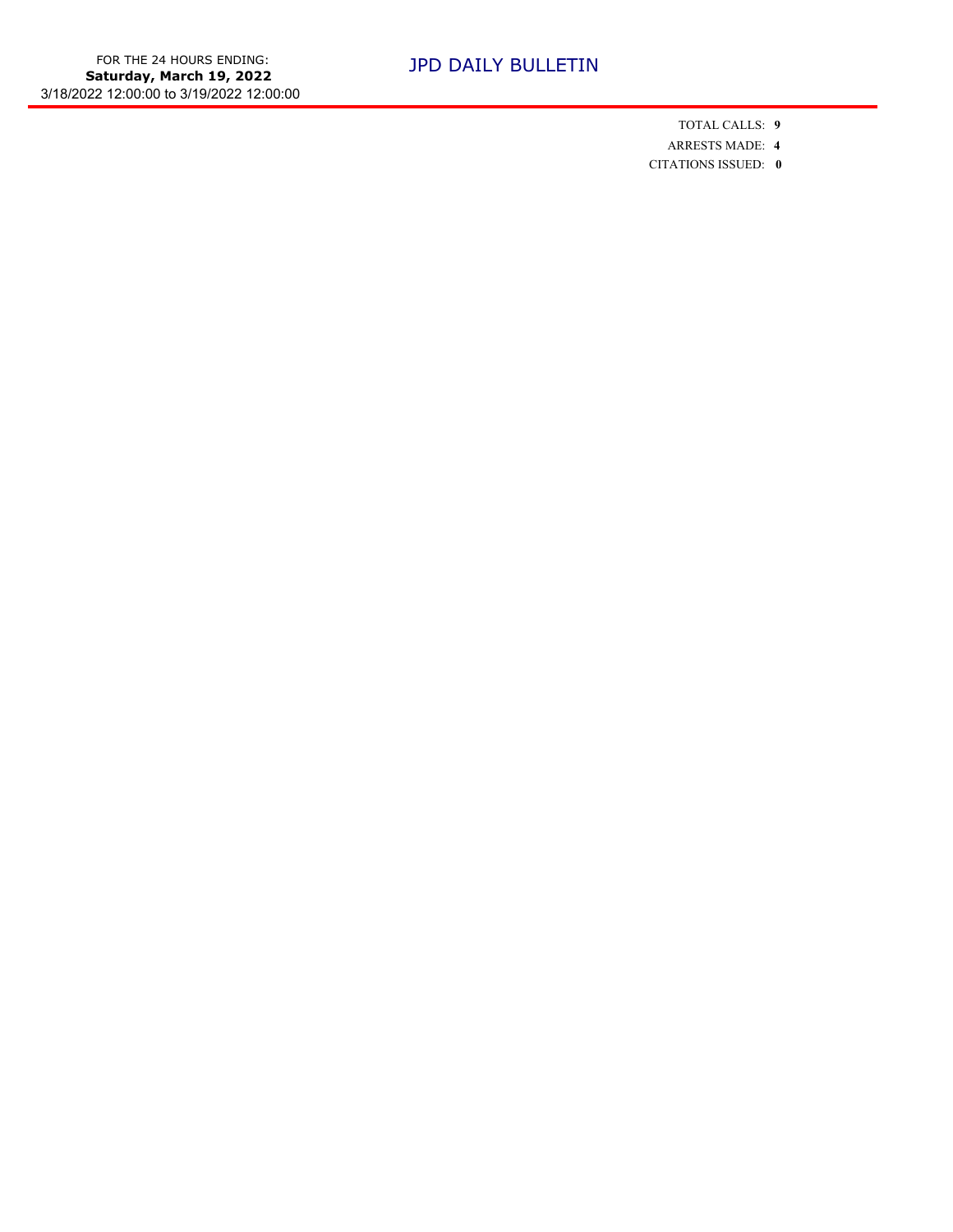TOTAL CALLS: **9**

ARRESTS MADE: **4**

CITATIONS ISSUED: **0**